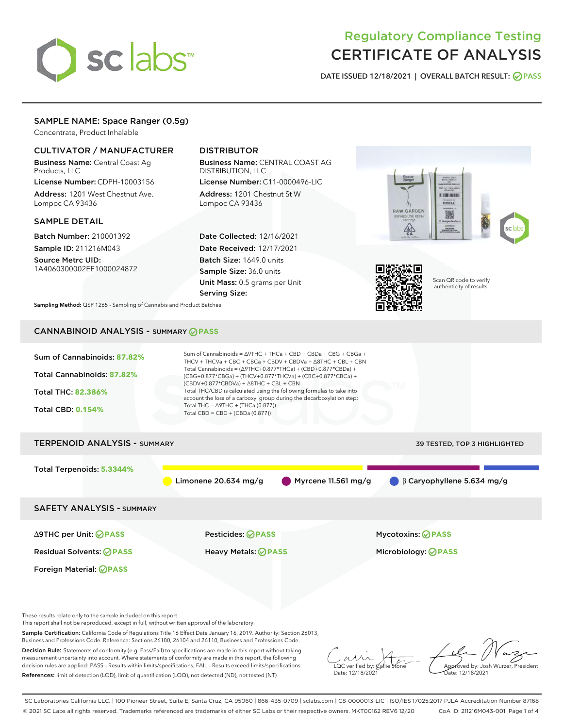# Regulatory Compliance Testing
# CERTIFICATE OF ANALYSIS

DATE ISSUED 12/18/2021 | OVERALL BATCH RESULT: PASS

## SAMPLE NAME: Space Ranger (0.5g)

Concentrate, Product Inhalable

### CULTIVATOR / MANUFACTURER

**Business Name:** Central Coast Ag Products, LLC

**License Number:** CDPH-10003156

**Address:** 1201 West Chestnut Ave. Lompoc CA 93436

### DISTRIBUTOR

**Business Name:** CENTRAL COAST AG DISTRIBUTION, LLC

**License Number:** C11-0000496-LIC

**Address:** 1201 Chestnut St W Lompoc CA 93436

### SAMPLE DETAIL

**Batch Number:** 210001392

**Sample ID:** 211216M043

**Source Metrc UID:** 1A4060300002EE1000024872

**Date Collected:** 12/16/2021

**Date Received:** 12/17/2021

**Batch Size:** 1649.0 units

**Sample Size:** 36.0 units

**Unit Mass:** 0.5 grams per Unit

**Serving Size:**

Scan QR code to verify authenticity of results.

**Sampling Method:** QSP 1265 - Sampling of Cannabis and Product Batches

## CANNABINOID ANALYSIS - SUMMARY PASS

Sum of Cannabinoids: **87.82%**

Total Cannabinoids: **87.82%**

Total THC: **82.386%**

Total CBD: **0.154%**

Sum of Cannabinoids = Δ9THC + THCa + CBD + CBDa + CBG + CBGa + THCV + THCVa + CBC + CBCa + CBDV + CBDVa + Δ8THC + CBL + CBN

Total Cannabinoids = (Δ9THC+0.877*THCa) + (CBD+0.877*CBDa) + (CBG+0.877*CBGa) + (THCV+0.877*THCVa) + (CBC+0.877*CBCa) + (CBDV+0.877*CBDVa) + Δ8THC + CBL + CBN

Total THC/CBD is calculated using the following formulas to take into account the loss of a carboxyl group during the decarboxylation step:

Total THC = Δ9THC + (THCa (0.877))

Total CBD = CBD + (CBDa (0.877))

## TERPENOID ANALYSIS - SUMMARY

39 TESTED, TOP 3 HIGHLIGHTED

Total Terpenoids: **5.3344%**

Limonene 20.634 mg/g | Myrcene 11.561 mg/g | β Caryophyllene 5.634 mg/g

## SAFETY ANALYSIS - SUMMARY

| | | |
|---|---|---|
| Δ9THC per Unit: PASS | Pesticides: PASS | Mycotoxins: PASS |
| Residual Solvents: PASS | Heavy Metals: PASS | Microbiology: PASS |
| Foreign Material: PASS | | |

These results relate only to the sample included on this report.
This report shall not be reproduced, except in full, without written approval of the laboratory.

**Sample Certification:** California Code of Regulations Title 16 Effect Date January 16, 2019. Authority: Section 26013, Business and Professions Code. Reference: Sections 26100, 26104 and 26110, Business and Professions Code.

**Decision Rule:** Statements of conformity (e.g. Pass/Fail) to specifications are made in this report without taking measurement uncertainty into account. Where statements of conformity are made in this report, the following decision rules are applied: PASS – Results within limits/specifications, FAIL – Results exceed limits/specifications.

**References:** limit of detection (LOD), limit of quantification (LOQ), not detected (ND), not tested (NT)

LQC verified by: Callie Stone
Date: 12/18/2021

Approved by: Josh Wurzer, President
Date: 12/18/2021

SC Laboratories California LLC. | 100 Pioneer Street, Suite E, Santa Cruz, CA 95060 | 866-435-0709 | sclabs.com | C8-0000013-LIC | ISO/IES 17025:2017 PJLA Accreditation Number 87168
© 2021 SC Labs all rights reserved. Trademarks referenced are trademarks of either SC Labs or their respective owners. MKT00162 REV6 12/20 CoA ID: 211216M043-001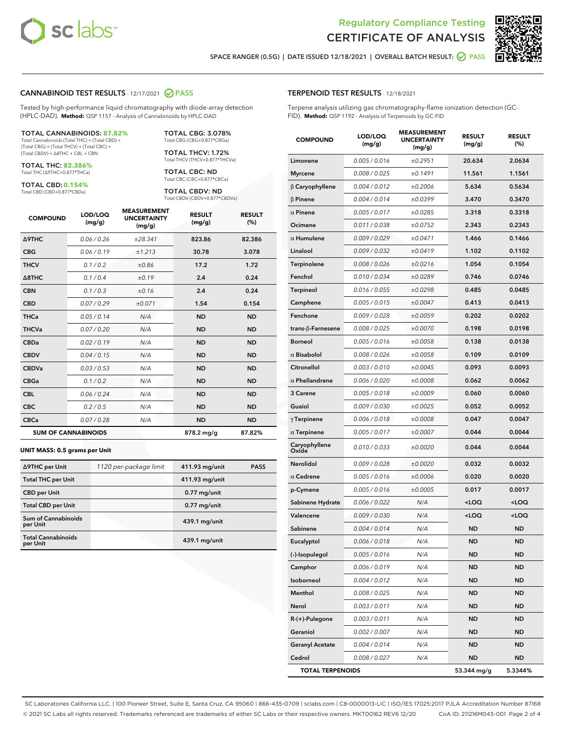Regulatory Compliance Testing
# CERTIFICATE OF ANALYSIS

SPACE RANGER (0.5G) | DATE ISSUED 12/18/2021 | OVERALL BATCH RESULT: PASS

## CANNABINOID TEST RESULTS - 12/17/2021 PASS

Tested by high-performance liquid chromatography with diode-array detection (HPLC-DAD). **Method:** QSP 1157 - Analysis of Cannabinoids by HPLC-DAD

**TOTAL CANNABINOIDS: 87.82%**
Total Cannabinoids (Total THC) + (Total CBD) + (Total CBG) + (Total THCV) + (Total CBC) + (Total CBDV) + Δ8THC + CBL + CBN

**TOTAL THC: 82.386%**
Total THC (Δ9THC+0.877*THCa)

**TOTAL CBD: 0.154%**
Total CBD (CBD+0.877*CBDa)

**TOTAL CBG: 3.078%**
Total CBG (CBG+0.877*CBGa)

**TOTAL THCV: 1.72%**
Total THCV (THCV+0.877*THCVa)

**TOTAL CBC: ND**
Total CBC (CBC+0.877*CBCa)

**TOTAL CBDV: ND**
Total CBDV (CBDV+0.877*CBDVa)

| COMPOUND | LOD/LOQ (mg/g) | MEASUREMENT UNCERTAINTY (mg/g) | RESULT (mg/g) | RESULT (%) |
|---|---|---|---|---|
| Δ9THC | 0.06 / 0.26 | ±28.341 | 823.86 | 82.386 |
| CBG | 0.06 / 0.19 | ±1.213 | 30.78 | 3.078 |
| THCV | 0.1 / 0.2 | ±0.86 | 17.2 | 1.72 |
| Δ8THC | 0.1 / 0.4 | ±0.19 | 2.4 | 0.24 |
| CBN | 0.1 / 0.3 | ±0.16 | 2.4 | 0.24 |
| CBD | 0.07 / 0.29 | ±0.071 | 1.54 | 0.154 |
| THCa | 0.05 / 0.14 | N/A | ND | ND |
| THCVa | 0.07 / 0.20 | N/A | ND | ND |
| CBDa | 0.02 / 0.19 | N/A | ND | ND |
| CBDV | 0.04 / 0.15 | N/A | ND | ND |
| CBDVa | 0.03 / 0.53 | N/A | ND | ND |
| CBGa | 0.1 / 0.2 | N/A | ND | ND |
| CBL | 0.06 / 0.24 | N/A | ND | ND |
| CBC | 0.2 / 0.5 | N/A | ND | ND |
| CBCa | 0.07 / 0.28 | N/A | ND | ND |
| **SUM OF CANNABINOIDS** | | | 878.2 mg/g | 87.82% |

**UNIT MASS: 0.5 grams per Unit**

| | | | |
|---|---|---|---|
| Δ9THC per Unit | 1120 per-package limit | 411.93 mg/unit | PASS |
| Total THC per Unit | | 411.93 mg/unit | |
| CBD per Unit | | 0.77 mg/unit | |
| Total CBD per Unit | | 0.77 mg/unit | |
| Sum of Cannabinoids per Unit | | 439.1 mg/unit | |
| Total Cannabinoids per Unit | | 439.1 mg/unit | |

## TERPENOID TEST RESULTS - 12/18/2021

Terpene analysis utilizing gas chromatography-flame ionization detection (GC-FID). **Method:** QSP 1192 - Analysis of Terpenoids by GC-FID

| COMPOUND | LOD/LOQ (mg/g) | MEASUREMENT UNCERTAINTY (mg/g) | RESULT (mg/g) | RESULT (%) |
|---|---|---|---|---|
| Limonene | 0.005 / 0.016 | ±0.2951 | 20.634 | 2.0634 |
| Myrcene | 0.008 / 0.025 | ±0.1491 | 11.561 | 1.1561 |
| β Caryophyllene | 0.004 / 0.012 | ±0.2006 | 5.634 | 0.5634 |
| β Pinene | 0.004 / 0.014 | ±0.0399 | 3.470 | 0.3470 |
| α Pinene | 0.005 / 0.017 | ±0.0285 | 3.318 | 0.3318 |
| Ocimene | 0.011 / 0.038 | ±0.0752 | 2.343 | 0.2343 |
| α Humulene | 0.009 / 0.029 | ±0.0471 | 1.466 | 0.1466 |
| Linalool | 0.009 / 0.032 | ±0.0419 | 1.102 | 0.1102 |
| Terpinolene | 0.008 / 0.026 | ±0.0216 | 1.054 | 0.1054 |
| Fenchol | 0.010 / 0.034 | ±0.0289 | 0.746 | 0.0746 |
| Terpineol | 0.016 / 0.055 | ±0.0298 | 0.485 | 0.0485 |
| Camphene | 0.005 / 0.015 | ±0.0047 | 0.413 | 0.0413 |
| Fenchone | 0.009 / 0.028 | ±0.0059 | 0.202 | 0.0202 |
| trans-β-Farnesene | 0.008 / 0.025 | ±0.0070 | 0.198 | 0.0198 |
| Borneol | 0.005 / 0.016 | ±0.0058 | 0.138 | 0.0138 |
| α Bisabolol | 0.008 / 0.026 | ±0.0058 | 0.109 | 0.0109 |
| Citronellol | 0.003 / 0.010 | ±0.0045 | 0.093 | 0.0093 |
| α Phellandrene | 0.006 / 0.020 | ±0.0008 | 0.062 | 0.0062 |
| 3 Carene | 0.005 / 0.018 | ±0.0009 | 0.060 | 0.0060 |
| Guaiol | 0.009 / 0.030 | ±0.0025 | 0.052 | 0.0052 |
| γ Terpinene | 0.006 / 0.018 | ±0.0008 | 0.047 | 0.0047 |
| α Terpinene | 0.005 / 0.017 | ±0.0007 | 0.044 | 0.0044 |
| Caryophyllene Oxide | 0.010 / 0.033 | ±0.0020 | 0.044 | 0.0044 |
| Nerolidol | 0.009 / 0.028 | ±0.0020 | 0.032 | 0.0032 |
| α Cedrene | 0.005 / 0.016 | ±0.0006 | 0.020 | 0.0020 |
| p-Cymene | 0.005 / 0.016 | ±0.0005 | 0.017 | 0.0017 |
| Sabinene Hydrate | 0.006 / 0.022 | N/A | <LOQ | <LOQ |
| Valencene | 0.009 / 0.030 | N/A | <LOQ | <LOQ |
| Sabinene | 0.004 / 0.014 | N/A | ND | ND |
| Eucalyptol | 0.006 / 0.018 | N/A | ND | ND |
| (-)-Isopulegol | 0.005 / 0.016 | N/A | ND | ND |
| Camphor | 0.006 / 0.019 | N/A | ND | ND |
| Isoborneol | 0.004 / 0.012 | N/A | ND | ND |
| Menthol | 0.008 / 0.025 | N/A | ND | ND |
| Nerol | 0.003 / 0.011 | N/A | ND | ND |
| R-(+)-Pulegone | 0.003 / 0.011 | N/A | ND | ND |
| Geraniol | 0.002 / 0.007 | N/A | ND | ND |
| Geranyl Acetate | 0.004 / 0.014 | N/A | ND | ND |
| Cedrol | 0.008 / 0.027 | N/A | ND | ND |
| **TOTAL TERPENOIDS** | | | 53.344 mg/g | 5.3344% |

SC Laboratories California LLC. | 100 Pioneer Street, Suite E, Santa Cruz, CA 95060 | 866-435-0709 | sclabs.com | C8-0000013-LIC | ISO/IES 17025:2017 PJLA Accreditation Number 87168
© 2021 SC Labs all rights reserved. Trademarks referenced are trademarks of either SC Labs or their respective owners. MKT00162 REV6 12/20 CoA ID: 211216M043-001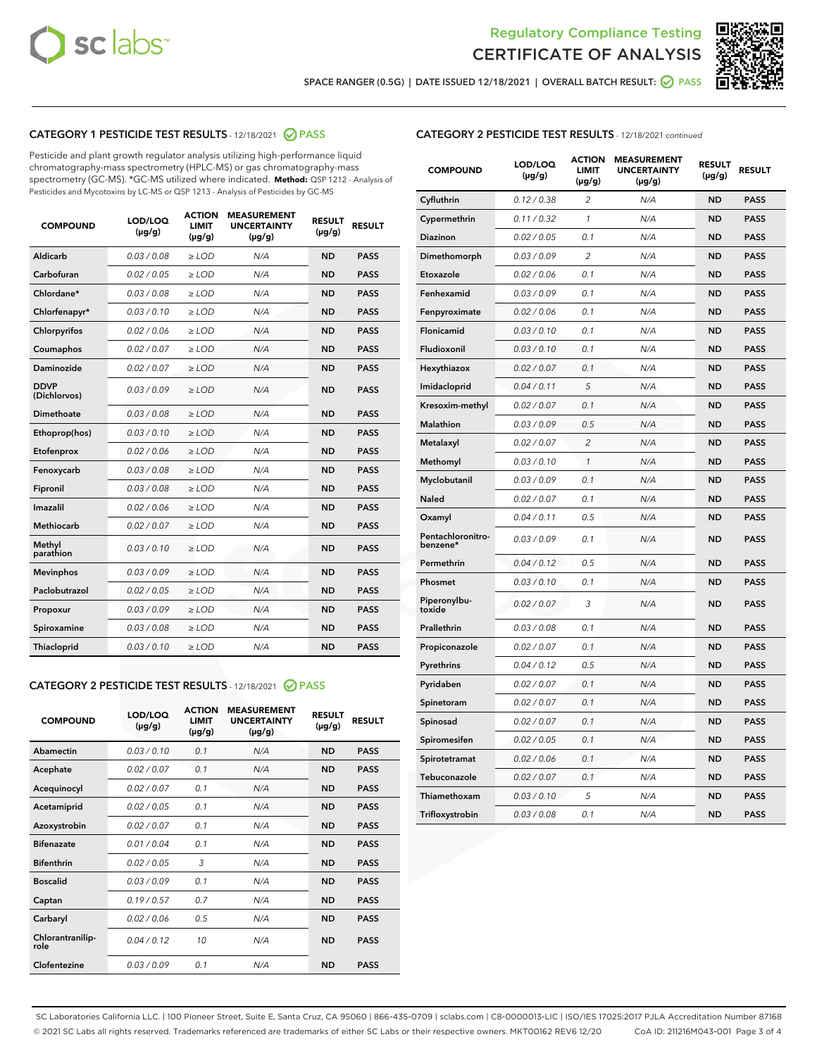Regulatory Compliance Testing

# CERTIFICATE OF ANALYSIS

SPACE RANGER (0.5G) | DATE ISSUED 12/18/2021 | OVERALL BATCH RESULT: PASS

## CATEGORY 1 PESTICIDE TEST RESULTS - 12/18/2021 PASS

Pesticide and plant growth regulator analysis utilizing high-performance liquid chromatography-mass spectrometry (HPLC-MS) or gas chromatography-mass spectrometry (GC-MS). *GC-MS utilized where indicated. **Method:** QSP 1212 - Analysis of Pesticides and Mycotoxins by LC-MS or QSP 1213 - Analysis of Pesticides by GC-MS

| COMPOUND | LOD/LOQ (µg/g) | ACTION LIMIT (µg/g) | MEASUREMENT UNCERTAINTY (µg/g) | RESULT (µg/g) | RESULT |
|---|---|---|---|---|---|
| Aldicarb | 0.03 / 0.08 | ≥ LOD | N/A | ND | PASS |
| Carbofuran | 0.02 / 0.05 | ≥ LOD | N/A | ND | PASS |
| Chlordane* | 0.03 / 0.08 | ≥ LOD | N/A | ND | PASS |
| Chlorfenapyr* | 0.03 / 0.10 | ≥ LOD | N/A | ND | PASS |
| Chlorpyrifos | 0.02 / 0.06 | ≥ LOD | N/A | ND | PASS |
| Coumaphos | 0.02 / 0.07 | ≥ LOD | N/A | ND | PASS |
| Daminozide | 0.02 / 0.07 | ≥ LOD | N/A | ND | PASS |
| DDVP (Dichlorvos) | 0.03 / 0.09 | ≥ LOD | N/A | ND | PASS |
| Dimethoate | 0.03 / 0.08 | ≥ LOD | N/A | ND | PASS |
| Ethoprop(hos) | 0.03 / 0.10 | ≥ LOD | N/A | ND | PASS |
| Etofenprox | 0.02 / 0.06 | ≥ LOD | N/A | ND | PASS |
| Fenoxycarb | 0.03 / 0.08 | ≥ LOD | N/A | ND | PASS |
| Fipronil | 0.03 / 0.08 | ≥ LOD | N/A | ND | PASS |
| Imazalil | 0.02 / 0.06 | ≥ LOD | N/A | ND | PASS |
| Methiocarb | 0.02 / 0.07 | ≥ LOD | N/A | ND | PASS |
| Methyl parathion | 0.03 / 0.10 | ≥ LOD | N/A | ND | PASS |
| Mevinphos | 0.03 / 0.09 | ≥ LOD | N/A | ND | PASS |
| Paclobutrazol | 0.02 / 0.05 | ≥ LOD | N/A | ND | PASS |
| Propoxur | 0.03 / 0.09 | ≥ LOD | N/A | ND | PASS |
| Spiroxamine | 0.03 / 0.08 | ≥ LOD | N/A | ND | PASS |
| Thiacloprid | 0.03 / 0.10 | ≥ LOD | N/A | ND | PASS |

## CATEGORY 2 PESTICIDE TEST RESULTS - 12/18/2021 PASS

| COMPOUND | LOD/LOQ (µg/g) | ACTION LIMIT (µg/g) | MEASUREMENT UNCERTAINTY (µg/g) | RESULT (µg/g) | RESULT |
|---|---|---|---|---|---|
| Abamectin | 0.03 / 0.10 | 0.1 | N/A | ND | PASS |
| Acephate | 0.02 / 0.07 | 0.1 | N/A | ND | PASS |
| Acequinocyl | 0.02 / 0.07 | 0.1 | N/A | ND | PASS |
| Acetamiprid | 0.02 / 0.05 | 0.1 | N/A | ND | PASS |
| Azoxystrobin | 0.02 / 0.07 | 0.1 | N/A | ND | PASS |
| Bifenazate | 0.01 / 0.04 | 0.1 | N/A | ND | PASS |
| Bifenthrin | 0.02 / 0.05 | 3 | N/A | ND | PASS |
| Boscalid | 0.03 / 0.09 | 0.1 | N/A | ND | PASS |
| Captan | 0.19 / 0.57 | 0.7 | N/A | ND | PASS |
| Carbaryl | 0.02 / 0.06 | 0.5 | N/A | ND | PASS |
| Chlorantraniliprole | 0.04 / 0.12 | 10 | N/A | ND | PASS |
| Clofentezine | 0.03 / 0.09 | 0.1 | N/A | ND | PASS |
| Cyfluthrin | 0.12 / 0.38 | 2 | N/A | ND | PASS |
| Cypermethrin | 0.11 / 0.32 | 1 | N/A | ND | PASS |
| Diazinon | 0.02 / 0.05 | 0.1 | N/A | ND | PASS |
| Dimethomorph | 0.03 / 0.09 | 2 | N/A | ND | PASS |
| Etoxazole | 0.02 / 0.06 | 0.1 | N/A | ND | PASS |
| Fenhexamid | 0.03 / 0.09 | 0.1 | N/A | ND | PASS |
| Fenpyroximate | 0.02 / 0.06 | 0.1 | N/A | ND | PASS |
| Flonicamid | 0.03 / 0.10 | 0.1 | N/A | ND | PASS |
| Fludioxonil | 0.03 / 0.10 | 0.1 | N/A | ND | PASS |
| Hexythiazox | 0.02 / 0.07 | 0.1 | N/A | ND | PASS |
| Imidacloprid | 0.04 / 0.11 | 5 | N/A | ND | PASS |
| Kresoxim-methyl | 0.02 / 0.07 | 0.1 | N/A | ND | PASS |
| Malathion | 0.03 / 0.09 | 0.5 | N/A | ND | PASS |
| Metalaxyl | 0.02 / 0.07 | 2 | N/A | ND | PASS |
| Methomyl | 0.03 / 0.10 | 1 | N/A | ND | PASS |
| Myclobutanil | 0.03 / 0.09 | 0.1 | N/A | ND | PASS |
| Naled | 0.02 / 0.07 | 0.1 | N/A | ND | PASS |
| Oxamyl | 0.04 / 0.11 | 0.5 | N/A | ND | PASS |
| Pentachloronitrobenzene* | 0.03 / 0.09 | 0.1 | N/A | ND | PASS |
| Permethrin | 0.04 / 0.12 | 0.5 | N/A | ND | PASS |
| Phosmet | 0.03 / 0.10 | 0.1 | N/A | ND | PASS |
| Piperonylbutoxide | 0.02 / 0.07 | 3 | N/A | ND | PASS |
| Prallethrin | 0.03 / 0.08 | 0.1 | N/A | ND | PASS |
| Propiconazole | 0.02 / 0.07 | 0.1 | N/A | ND | PASS |
| Pyrethrins | 0.04 / 0.12 | 0.5 | N/A | ND | PASS |
| Pyridaben | 0.02 / 0.07 | 0.1 | N/A | ND | PASS |
| Spinetoram | 0.02 / 0.07 | 0.1 | N/A | ND | PASS |
| Spinosad | 0.02 / 0.07 | 0.1 | N/A | ND | PASS |
| Spiromesifen | 0.02 / 0.05 | 0.1 | N/A | ND | PASS |
| Spirotetramat | 0.02 / 0.06 | 0.1 | N/A | ND | PASS |
| Tebuconazole | 0.02 / 0.07 | 0.1 | N/A | ND | PASS |
| Thiamethoxam | 0.03 / 0.10 | 5 | N/A | ND | PASS |
| Trifloxystrobin | 0.03 / 0.08 | 0.1 | N/A | ND | PASS |

SC Laboratories California LLC. | 100 Pioneer Street, Suite E, Santa Cruz, CA 95060 | 866-435-0709 | sclabs.com | C8-0000013-LIC | ISO/IES 17025:2017 PJLA Accreditation Number 87168
© 2021 SC Labs all rights reserved. Trademarks referenced are trademarks of either SC Labs or their respective owners. MKT00162 REV6 12/20 CoA ID: 211216M043-001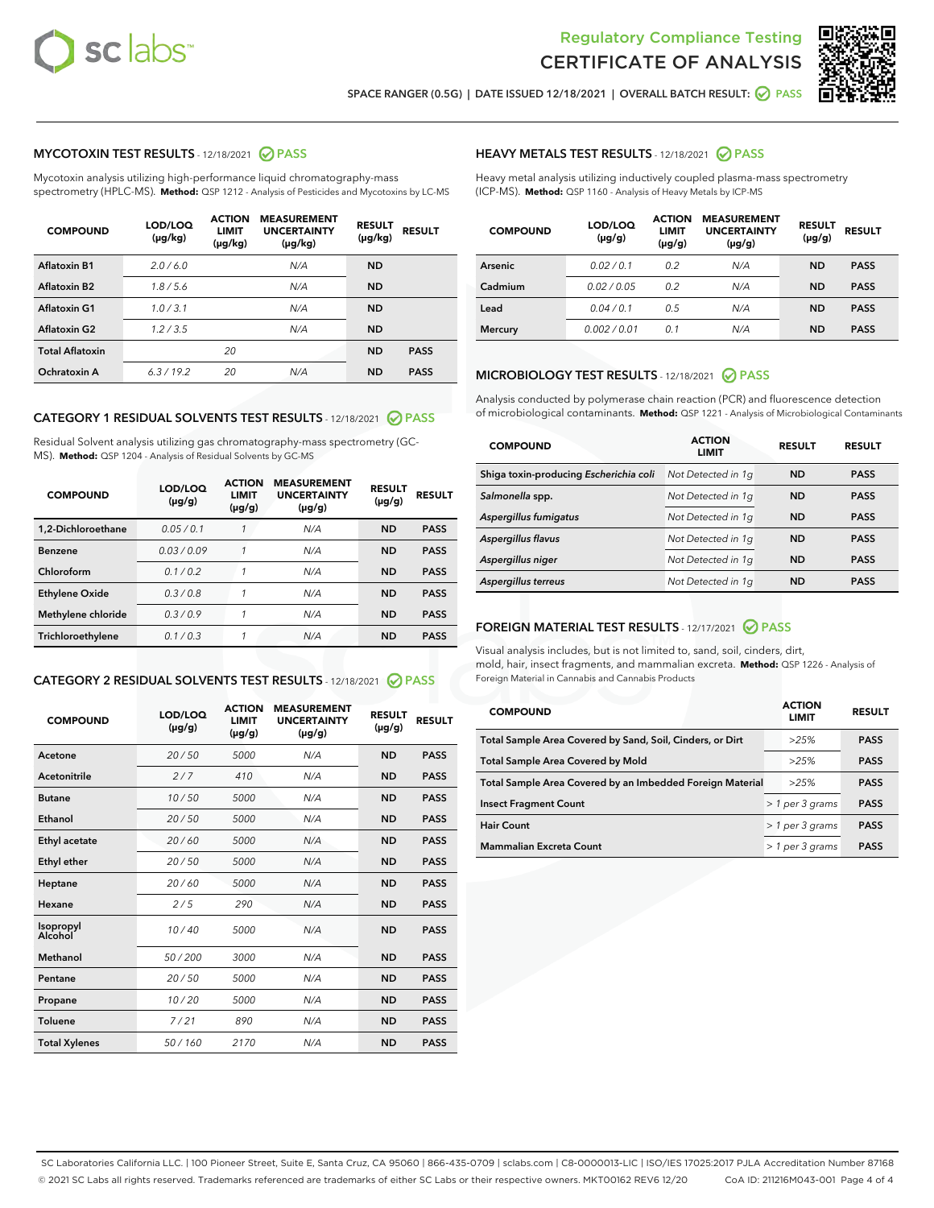Regulatory Compliance Testing

# CERTIFICATE OF ANALYSIS

SPACE RANGER (0.5G) | DATE ISSUED 12/18/2021 | OVERALL BATCH RESULT: PASS

## MYCOTOXIN TEST RESULTS - 12/18/2021 PASS

Mycotoxin analysis utilizing high-performance liquid chromatography-mass spectrometry (HPLC-MS). **Method:** QSP 1212 - Analysis of Pesticides and Mycotoxins by LC-MS

| COMPOUND | LOD/LOQ (µg/kg) | ACTION LIMIT (µg/kg) | MEASUREMENT UNCERTAINTY (µg/kg) | RESULT (µg/kg) | RESULT |
|---|---|---|---|---|---|
| Aflatoxin B1 | 2.0 / 6.0 | | N/A | ND | |
| Aflatoxin B2 | 1.8 / 5.6 | | N/A | ND | |
| Aflatoxin G1 | 1.0 / 3.1 | | N/A | ND | |
| Aflatoxin G2 | 1.2 / 3.5 | | N/A | ND | |
| Total Aflatoxin | | 20 | | ND | PASS |
| Ochratoxin A | 6.3 / 19.2 | 20 | N/A | ND | PASS |

## CATEGORY 1 RESIDUAL SOLVENTS TEST RESULTS - 12/18/2021 PASS

Residual Solvent analysis utilizing gas chromatography-mass spectrometry (GC-MS). **Method:** QSP 1204 - Analysis of Residual Solvents by GC-MS

| COMPOUND | LOD/LOQ (µg/g) | ACTION LIMIT (µg/g) | MEASUREMENT UNCERTAINTY (µg/g) | RESULT (µg/g) | RESULT |
|---|---|---|---|---|---|
| 1,2-Dichloroethane | 0.05 / 0.1 | 1 | N/A | ND | PASS |
| Benzene | 0.03 / 0.09 | 1 | N/A | ND | PASS |
| Chloroform | 0.1 / 0.2 | 1 | N/A | ND | PASS |
| Ethylene Oxide | 0.3 / 0.8 | 1 | N/A | ND | PASS |
| Methylene chloride | 0.3 / 0.9 | 1 | N/A | ND | PASS |
| Trichloroethylene | 0.1 / 0.3 | 1 | N/A | ND | PASS |

## CATEGORY 2 RESIDUAL SOLVENTS TEST RESULTS - 12/18/2021 PASS

| COMPOUND | LOD/LOQ (µg/g) | ACTION LIMIT (µg/g) | MEASUREMENT UNCERTAINTY (µg/g) | RESULT (µg/g) | RESULT |
|---|---|---|---|---|---|
| Acetone | 20 / 50 | 5000 | N/A | ND | PASS |
| Acetonitrile | 2 / 7 | 410 | N/A | ND | PASS |
| Butane | 10 / 50 | 5000 | N/A | ND | PASS |
| Ethanol | 20 / 50 | 5000 | N/A | ND | PASS |
| Ethyl acetate | 20 / 60 | 5000 | N/A | ND | PASS |
| Ethyl ether | 20 / 50 | 5000 | N/A | ND | PASS |
| Heptane | 20 / 60 | 5000 | N/A | ND | PASS |
| Hexane | 2 / 5 | 290 | N/A | ND | PASS |
| Isopropyl Alcohol | 10 / 40 | 5000 | N/A | ND | PASS |
| Methanol | 50 / 200 | 3000 | N/A | ND | PASS |
| Pentane | 20 / 50 | 5000 | N/A | ND | PASS |
| Propane | 10 / 20 | 5000 | N/A | ND | PASS |
| Toluene | 7 / 21 | 890 | N/A | ND | PASS |
| Total Xylenes | 50 / 160 | 2170 | N/A | ND | PASS |

## HEAVY METALS TEST RESULTS - 12/18/2021 PASS

Heavy metal analysis utilizing inductively coupled plasma-mass spectrometry (ICP-MS). **Method:** QSP 1160 - Analysis of Heavy Metals by ICP-MS

| COMPOUND | LOD/LOQ (µg/g) | ACTION LIMIT (µg/g) | MEASUREMENT UNCERTAINTY (µg/g) | RESULT (µg/g) | RESULT |
|---|---|---|---|---|---|
| Arsenic | 0.02 / 0.1 | 0.2 | N/A | ND | PASS |
| Cadmium | 0.02 / 0.05 | 0.2 | N/A | ND | PASS |
| Lead | 0.04 / 0.1 | 0.5 | N/A | ND | PASS |
| Mercury | 0.002 / 0.01 | 0.1 | N/A | ND | PASS |

## MICROBIOLOGY TEST RESULTS - 12/18/2021 PASS

Analysis conducted by polymerase chain reaction (PCR) and fluorescence detection of microbiological contaminants. **Method:** QSP 1221 - Analysis of Microbiological Contaminants

| COMPOUND | ACTION LIMIT | RESULT | RESULT |
|---|---|---|---|
| Shiga toxin-producing *Escherichia coli* | Not Detected in 1g | ND | PASS |
| *Salmonella* spp. | Not Detected in 1g | ND | PASS |
| *Aspergillus fumigatus* | Not Detected in 1g | ND | PASS |
| *Aspergillus flavus* | Not Detected in 1g | ND | PASS |
| *Aspergillus niger* | Not Detected in 1g | ND | PASS |
| *Aspergillus terreus* | Not Detected in 1g | ND | PASS |

## FOREIGN MATERIAL TEST RESULTS - 12/17/2021 PASS

Visual analysis includes, but is not limited to, sand, soil, cinders, dirt, mold, hair, insect fragments, and mammalian excreta. **Method:** QSP 1226 - Analysis of Foreign Material in Cannabis and Cannabis Products

| COMPOUND | ACTION LIMIT | RESULT |
|---|---|---|
| Total Sample Area Covered by Sand, Soil, Cinders, or Dirt | >25% | PASS |
| Total Sample Area Covered by Mold | >25% | PASS |
| Total Sample Area Covered by an Imbedded Foreign Material | >25% | PASS |
| Insect Fragment Count | > 1 per 3 grams | PASS |
| Hair Count | > 1 per 3 grams | PASS |
| Mammalian Excreta Count | > 1 per 3 grams | PASS |

SC Laboratories California LLC. | 100 Pioneer Street, Suite E, Santa Cruz, CA 95060 | 866-435-0709 | sclabs.com | C8-0000013-LIC | ISO/IES 17025:2017 PJLA Accreditation Number 87168

© 2021 SC Labs all rights reserved. Trademarks referenced are trademarks of either SC Labs or their respective owners. MKT00162 REV6 12/20 CoA ID: 211216M043-001